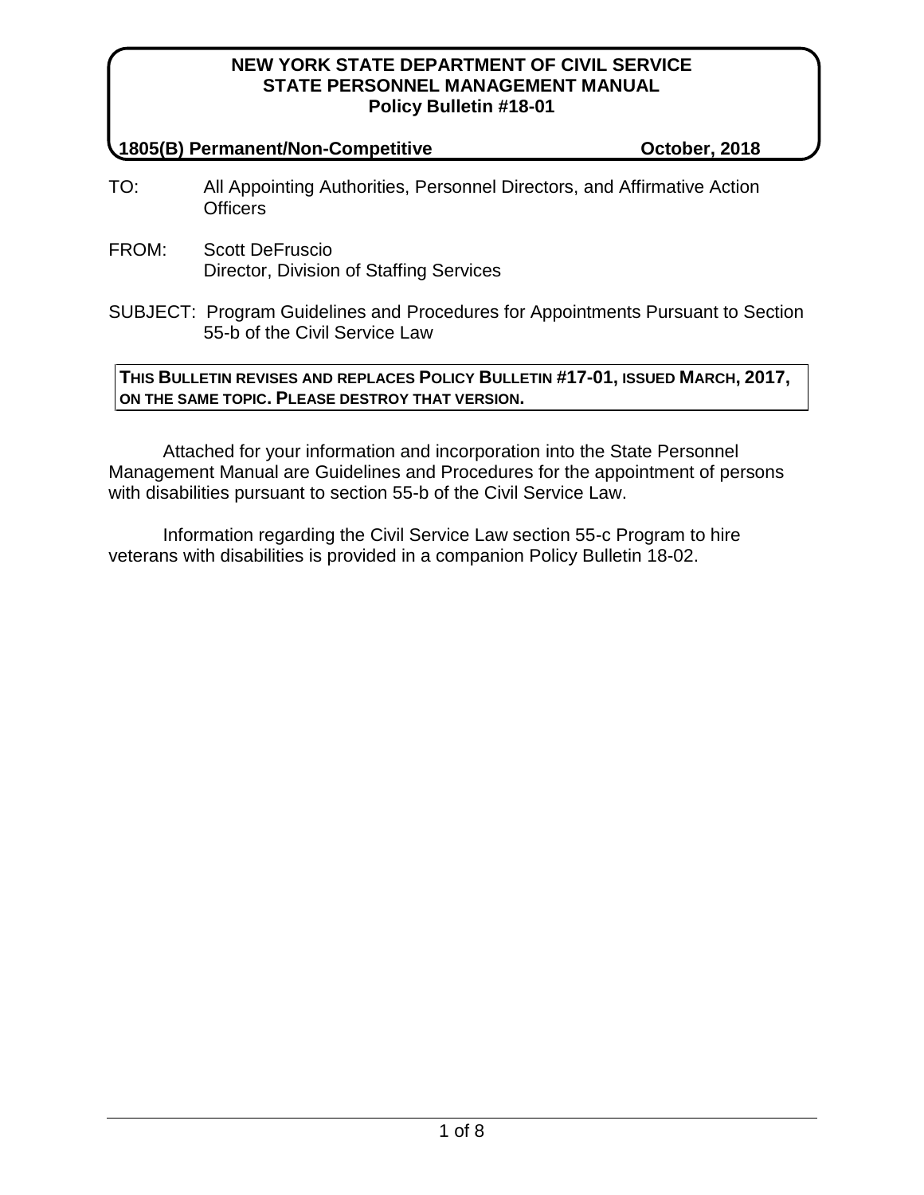**NEW YORK STATE DEPARTMENT OF CIVIL SERVICE**
**STATE PERSONNEL MANAGEMENT MANUAL**
**Policy Bulletin #18-01**

**1805(B) Permanent/Non-Competitive** **October, 2018**

TO: All Appointing Authorities, Personnel Directors, and Affirmative Action Officers

FROM: Scott DeFruscio
Director, Division of Staffing Services

SUBJECT: Program Guidelines and Procedures for Appointments Pursuant to Section 55-b of the Civil Service Law

**THIS BULLETIN REVISES AND REPLACES POLICY BULLETIN #17-01, ISSUED MARCH, 2017, ON THE SAME TOPIC. PLEASE DESTROY THAT VERSION.**

Attached for your information and incorporation into the State Personnel Management Manual are Guidelines and Procedures for the appointment of persons with disabilities pursuant to section 55-b of the Civil Service Law.

Information regarding the Civil Service Law section 55-c Program to hire veterans with disabilities is provided in a companion Policy Bulletin 18-02.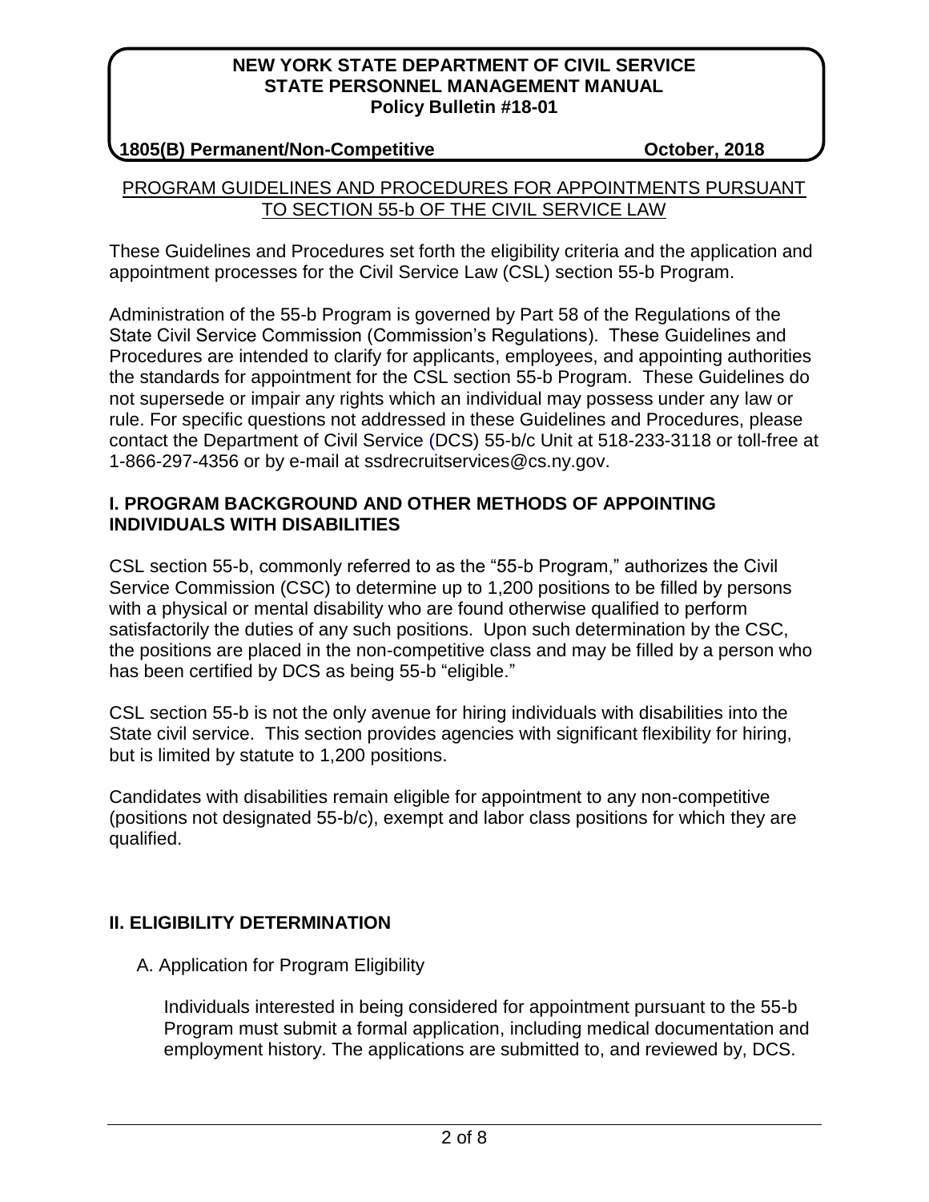## PROGRAM GUIDELINES AND PROCEDURES FOR APPOINTMENTS PURSUANT TO SECTION 55-b OF THE CIVIL SERVICE LAW

These Guidelines and Procedures set forth the eligibility criteria and the application and appointment processes for the Civil Service Law (CSL) section 55-b Program.

Administration of the 55-b Program is governed by Part 58 of the Regulations of the State Civil Service Commission (Commission's Regulations). These Guidelines and Procedures are intended to clarify for applicants, employees, and appointing authorities the standards for appointment for the CSL section 55-b Program. These Guidelines do not supersede or impair any rights which an individual may possess under any law or rule. For specific questions not addressed in these Guidelines and Procedures, please contact the Department of Civil Service (DCS) 55-b/c Unit at 518-233-3118 or toll-free at 1-866-297-4356 or by e-mail at ssdrecruitservices@cs.ny.gov.

### I. PROGRAM BACKGROUND AND OTHER METHODS OF APPOINTING INDIVIDUALS WITH DISABILITIES

CSL section 55-b, commonly referred to as the "55-b Program," authorizes the Civil Service Commission (CSC) to determine up to 1,200 positions to be filled by persons with a physical or mental disability who are found otherwise qualified to perform satisfactorily the duties of any such positions. Upon such determination by the CSC, the positions are placed in the non-competitive class and may be filled by a person who has been certified by DCS as being 55-b "eligible."

CSL section 55-b is not the only avenue for hiring individuals with disabilities into the State civil service. This section provides agencies with significant flexibility for hiring, but is limited by statute to 1,200 positions.

Candidates with disabilities remain eligible for appointment to any non-competitive (positions not designated 55-b/c), exempt and labor class positions for which they are qualified.

### II. ELIGIBILITY DETERMINATION

A. Application for Program Eligibility

Individuals interested in being considered for appointment pursuant to the 55-b Program must submit a formal application, including medical documentation and employment history. The applications are submitted to, and reviewed by, DCS.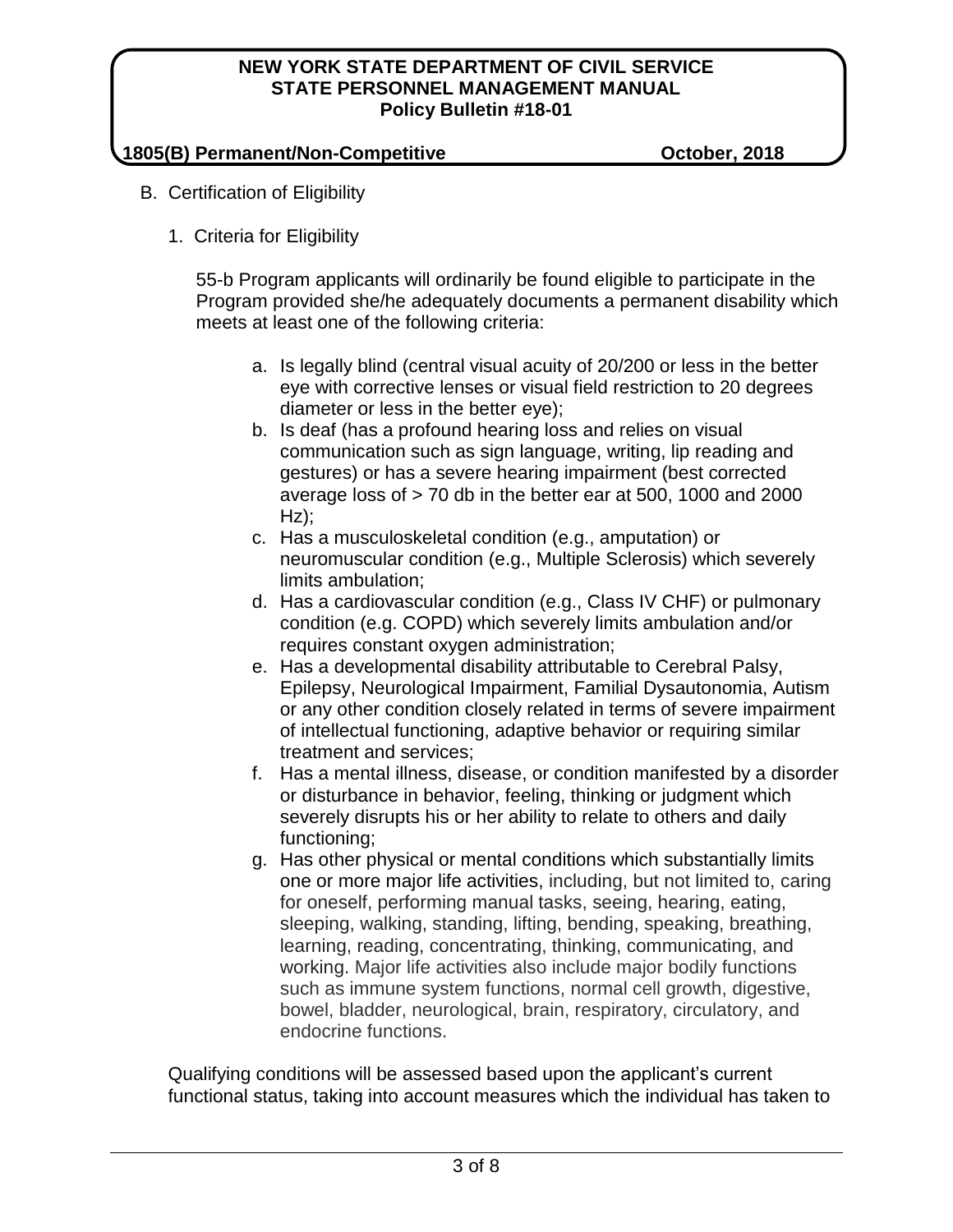B. Certification of Eligibility

1. Criteria for Eligibility

55-b Program applicants will ordinarily be found eligible to participate in the Program provided she/he adequately documents a permanent disability which meets at least one of the following criteria:

a. Is legally blind (central visual acuity of 20/200 or less in the better eye with corrective lenses or visual field restriction to 20 degrees diameter or less in the better eye);
b. Is deaf (has a profound hearing loss and relies on visual communication such as sign language, writing, lip reading and gestures) or has a severe hearing impairment (best corrected average loss of > 70 db in the better ear at 500, 1000 and 2000 Hz);
c. Has a musculoskeletal condition (e.g., amputation) or neuromuscular condition (e.g., Multiple Sclerosis) which severely limits ambulation;
d. Has a cardiovascular condition (e.g., Class IV CHF) or pulmonary condition (e.g. COPD) which severely limits ambulation and/or requires constant oxygen administration;
e. Has a developmental disability attributable to Cerebral Palsy, Epilepsy, Neurological Impairment, Familial Dysautonomia, Autism or any other condition closely related in terms of severe impairment of intellectual functioning, adaptive behavior or requiring similar treatment and services;
f. Has a mental illness, disease, or condition manifested by a disorder or disturbance in behavior, feeling, thinking or judgment which severely disrupts his or her ability to relate to others and daily functioning;
g. Has other physical or mental conditions which substantially limits one or more major life activities, including, but not limited to, caring for oneself, performing manual tasks, seeing, hearing, eating, sleeping, walking, standing, lifting, bending, speaking, breathing, learning, reading, concentrating, thinking, communicating, and working. Major life activities also include major bodily functions such as immune system functions, normal cell growth, digestive, bowel, bladder, neurological, brain, respiratory, circulatory, and endocrine functions.

Qualifying conditions will be assessed based upon the applicant's current functional status, taking into account measures which the individual has taken to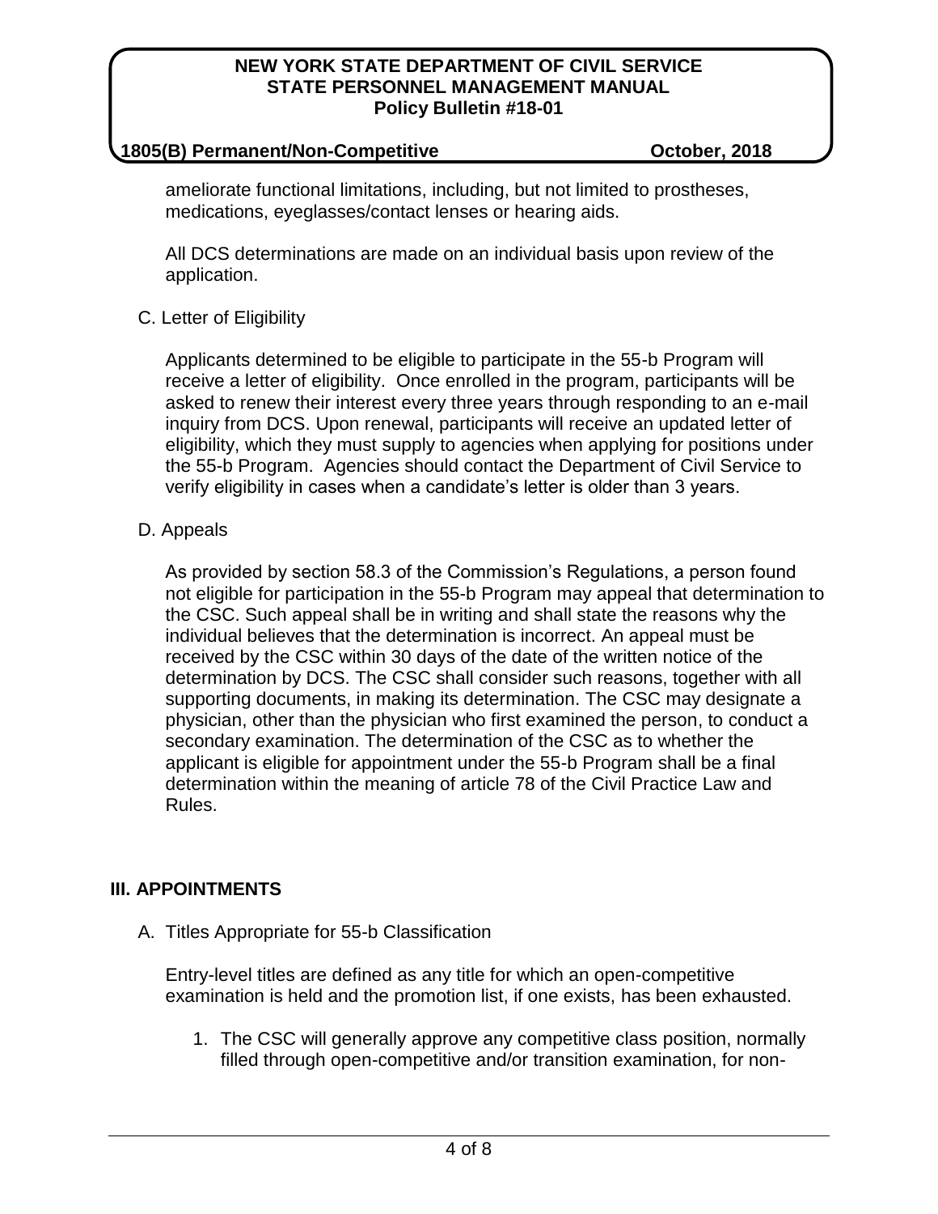ameliorate functional limitations, including, but not limited to prostheses, medications, eyeglasses/contact lenses or hearing aids.

All DCS determinations are made on an individual basis upon review of the application.

C. Letter of Eligibility

Applicants determined to be eligible to participate in the 55-b Program will receive a letter of eligibility. Once enrolled in the program, participants will be asked to renew their interest every three years through responding to an e-mail inquiry from DCS. Upon renewal, participants will receive an updated letter of eligibility, which they must supply to agencies when applying for positions under the 55-b Program. Agencies should contact the Department of Civil Service to verify eligibility in cases when a candidate's letter is older than 3 years.

D. Appeals

As provided by section 58.3 of the Commission's Regulations, a person found not eligible for participation in the 55-b Program may appeal that determination to the CSC. Such appeal shall be in writing and shall state the reasons why the individual believes that the determination is incorrect. An appeal must be received by the CSC within 30 days of the date of the written notice of the determination by DCS. The CSC shall consider such reasons, together with all supporting documents, in making its determination. The CSC may designate a physician, other than the physician who first examined the person, to conduct a secondary examination. The determination of the CSC as to whether the applicant is eligible for appointment under the 55-b Program shall be a final determination within the meaning of article 78 of the Civil Practice Law and Rules.

## III. APPOINTMENTS

A. Titles Appropriate for 55-b Classification

Entry-level titles are defined as any title for which an open-competitive examination is held and the promotion list, if one exists, has been exhausted.

1. The CSC will generally approve any competitive class position, normally filled through open-competitive and/or transition examination, for non-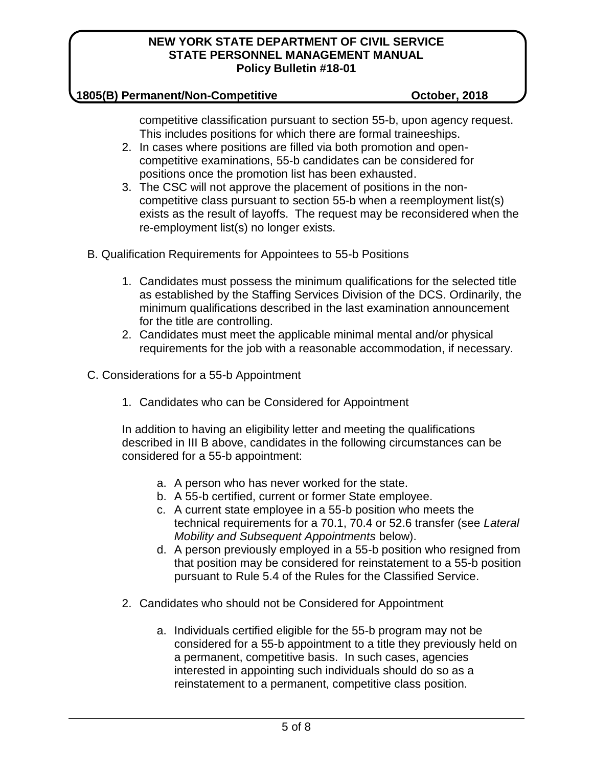competitive classification pursuant to section 55-b, upon agency request. This includes positions for which there are formal traineeships.

2. In cases where positions are filled via both promotion and open-competitive examinations, 55-b candidates can be considered for positions once the promotion list has been exhausted.
3. The CSC will not approve the placement of positions in the non-competitive class pursuant to section 55-b when a reemployment list(s) exists as the result of layoffs. The request may be reconsidered when the re-employment list(s) no longer exists.

B. Qualification Requirements for Appointees to 55-b Positions

1. Candidates must possess the minimum qualifications for the selected title as established by the Staffing Services Division of the DCS. Ordinarily, the minimum qualifications described in the last examination announcement for the title are controlling.
2. Candidates must meet the applicable minimal mental and/or physical requirements for the job with a reasonable accommodation, if necessary.

C. Considerations for a 55-b Appointment

1. Candidates who can be Considered for Appointment

In addition to having an eligibility letter and meeting the qualifications described in III B above, candidates in the following circumstances can be considered for a 55-b appointment:

a. A person who has never worked for the state.
b. A 55-b certified, current or former State employee.
c. A current state employee in a 55-b position who meets the technical requirements for a 70.1, 70.4 or 52.6 transfer (see *Lateral Mobility and Subsequent Appointments* below).
d. A person previously employed in a 55-b position who resigned from that position may be considered for reinstatement to a 55-b position pursuant to Rule 5.4 of the Rules for the Classified Service.

2. Candidates who should not be Considered for Appointment

a. Individuals certified eligible for the 55-b program may not be considered for a 55-b appointment to a title they previously held on a permanent, competitive basis. In such cases, agencies interested in appointing such individuals should do so as a reinstatement to a permanent, competitive class position.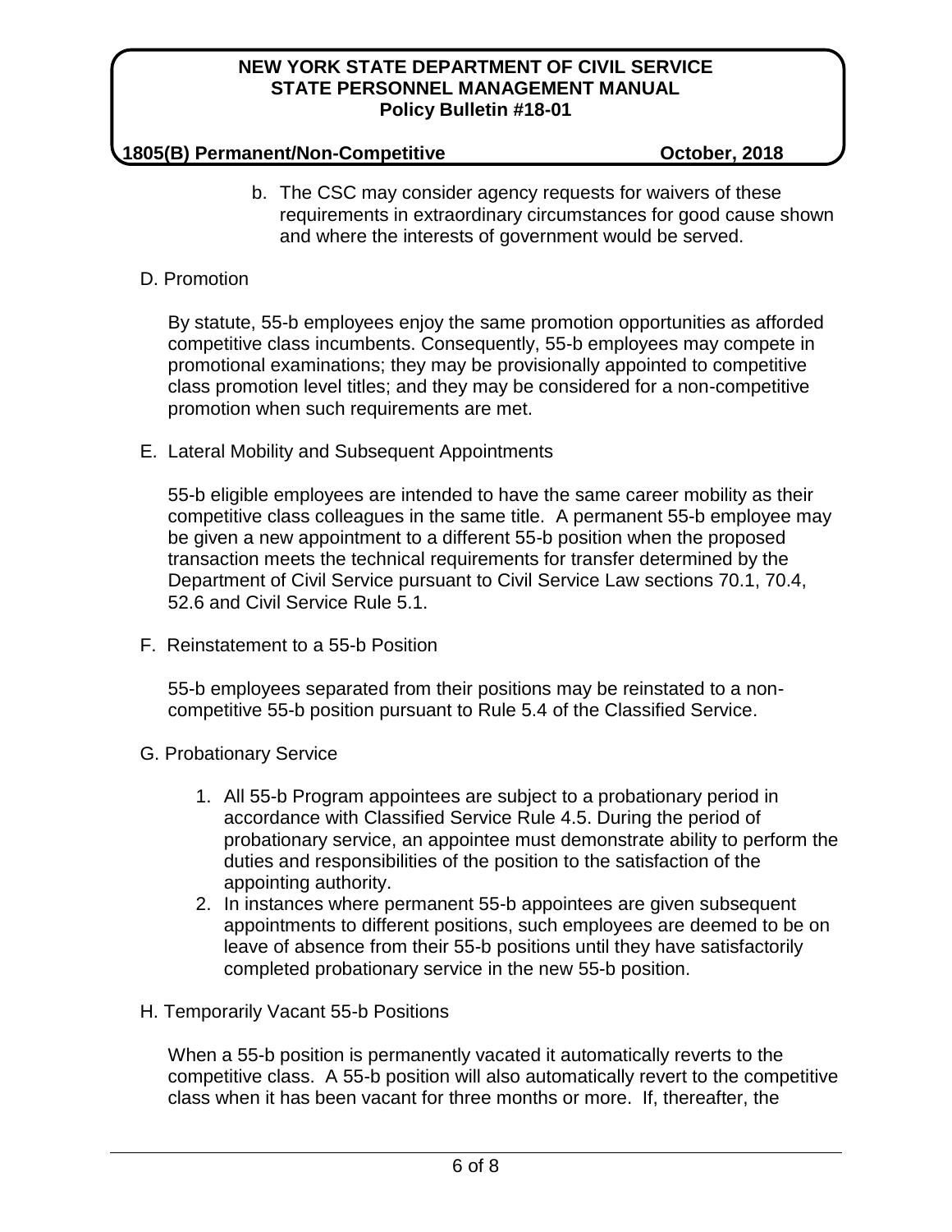b. The CSC may consider agency requests for waivers of these requirements in extraordinary circumstances for good cause shown and where the interests of government would be served.

D. Promotion

By statute, 55-b employees enjoy the same promotion opportunities as afforded competitive class incumbents. Consequently, 55-b employees may compete in promotional examinations; they may be provisionally appointed to competitive class promotion level titles; and they may be considered for a non-competitive promotion when such requirements are met.

E. Lateral Mobility and Subsequent Appointments

55-b eligible employees are intended to have the same career mobility as their competitive class colleagues in the same title. A permanent 55-b employee may be given a new appointment to a different 55-b position when the proposed transaction meets the technical requirements for transfer determined by the Department of Civil Service pursuant to Civil Service Law sections 70.1, 70.4, 52.6 and Civil Service Rule 5.1.

F. Reinstatement to a 55-b Position

55-b employees separated from their positions may be reinstated to a non-competitive 55-b position pursuant to Rule 5.4 of the Classified Service.

G. Probationary Service

1. All 55-b Program appointees are subject to a probationary period in accordance with Classified Service Rule 4.5. During the period of probationary service, an appointee must demonstrate ability to perform the duties and responsibilities of the position to the satisfaction of the appointing authority.
2. In instances where permanent 55-b appointees are given subsequent appointments to different positions, such employees are deemed to be on leave of absence from their 55-b positions until they have satisfactorily completed probationary service in the new 55-b position.

H. Temporarily Vacant 55-b Positions

When a 55-b position is permanently vacated it automatically reverts to the competitive class. A 55-b position will also automatically revert to the competitive class when it has been vacant for three months or more. If, thereafter, the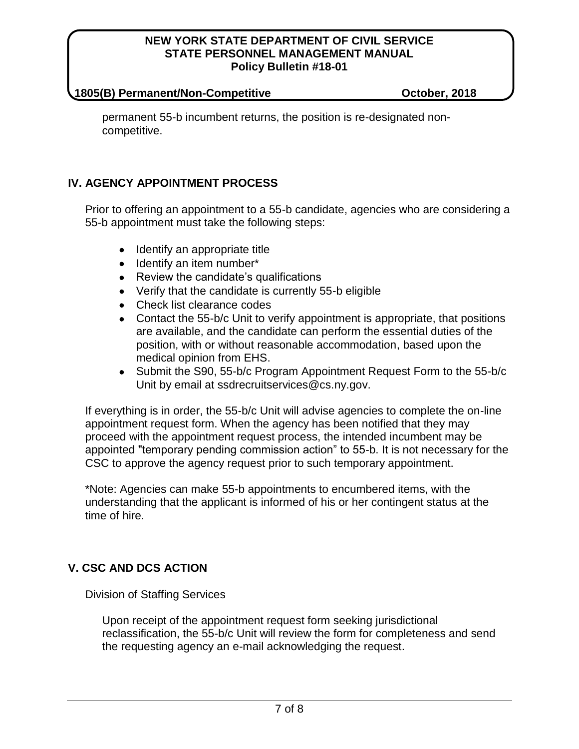permanent 55-b incumbent returns, the position is re-designated non-competitive.

## IV. AGENCY APPOINTMENT PROCESS

Prior to offering an appointment to a 55-b candidate, agencies who are considering a 55-b appointment must take the following steps:

- Identify an appropriate title
- Identify an item number*
- Review the candidate's qualifications
- Verify that the candidate is currently 55-b eligible
- Check list clearance codes
- Contact the 55-b/c Unit to verify appointment is appropriate, that positions are available, and the candidate can perform the essential duties of the position, with or without reasonable accommodation, based upon the medical opinion from EHS.
- Submit the S90, 55-b/c Program Appointment Request Form to the 55-b/c Unit by email at ssdrecruitservices@cs.ny.gov.

If everything is in order, the 55-b/c Unit will advise agencies to complete the on-line appointment request form. When the agency has been notified that they may proceed with the appointment request process, the intended incumbent may be appointed "temporary pending commission action" to 55-b. It is not necessary for the CSC to approve the agency request prior to such temporary appointment.

*Note: Agencies can make 55-b appointments to encumbered items, with the understanding that the applicant is informed of his or her contingent status at the time of hire.

## V. CSC AND DCS ACTION

Division of Staffing Services

Upon receipt of the appointment request form seeking jurisdictional reclassification, the 55-b/c Unit will review the form for completeness and send the requesting agency an e-mail acknowledging the request.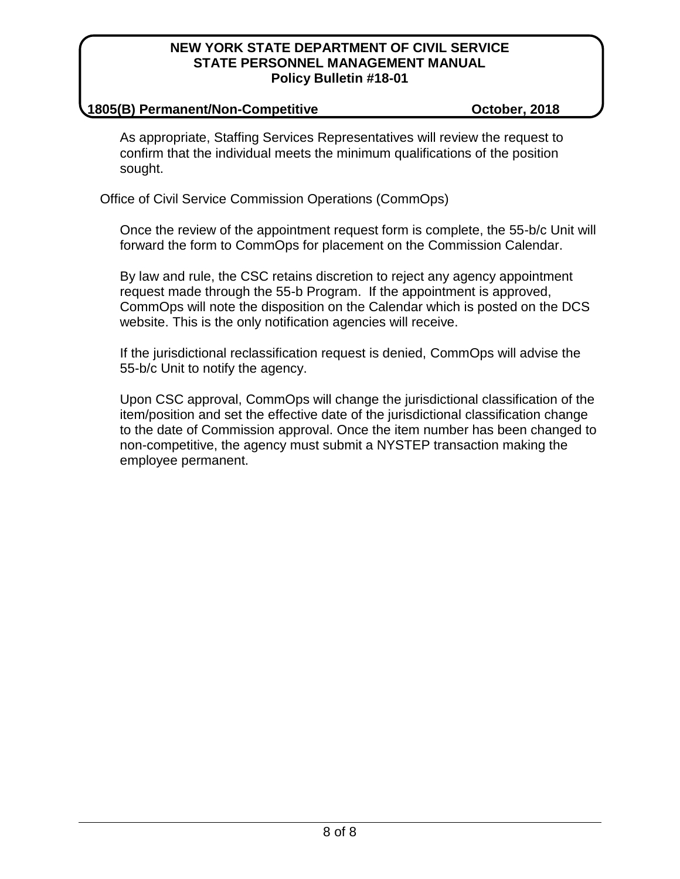As appropriate, Staffing Services Representatives will review the request to confirm that the individual meets the minimum qualifications of the position sought.

Office of Civil Service Commission Operations (CommOps)

Once the review of the appointment request form is complete, the 55-b/c Unit will forward the form to CommOps for placement on the Commission Calendar.

By law and rule, the CSC retains discretion to reject any agency appointment request made through the 55-b Program. If the appointment is approved, CommOps will note the disposition on the Calendar which is posted on the DCS website. This is the only notification agencies will receive.

If the jurisdictional reclassification request is denied, CommOps will advise the 55-b/c Unit to notify the agency.

Upon CSC approval, CommOps will change the jurisdictional classification of the item/position and set the effective date of the jurisdictional classification change to the date of Commission approval. Once the item number has been changed to non-competitive, the agency must submit a NYSTEP transaction making the employee permanent.